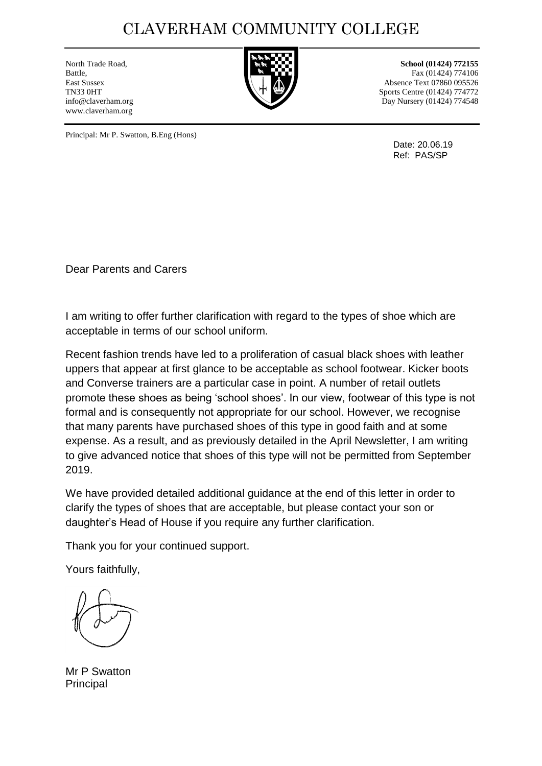# CLAVERHAM COMMUNITY COLLEGE

North Trade Road,
Battle,
East Sussex
TN33 0HT
info@claverham.org
www.claverham.org

**School (01424) 772155**
Fax (01424) 774106
Absence Text 07860 095526
Sports Centre (01424) 774772
Day Nursery (01424) 774548

Principal: Mr P. Swatton, B.Eng (Hons)

Date: 20.06.19
Ref: PAS/SP

Dear Parents and Carers

I am writing to offer further clarification with regard to the types of shoe which are acceptable in terms of our school uniform.

Recent fashion trends have led to a proliferation of casual black shoes with leather uppers that appear at first glance to be acceptable as school footwear. Kicker boots and Converse trainers are a particular case in point. A number of retail outlets promote these shoes as being 'school shoes'. In our view, footwear of this type is not formal and is consequently not appropriate for our school. However, we recognise that many parents have purchased shoes of this type in good faith and at some expense. As a result, and as previously detailed in the April Newsletter, I am writing to give advanced notice that shoes of this type will not be permitted from September 2019.

We have provided detailed additional guidance at the end of this letter in order to clarify the types of shoes that are acceptable, but please contact your son or daughter's Head of House if you require any further clarification.

Thank you for your continued support.

Yours faithfully,

Mr P Swatton
Principal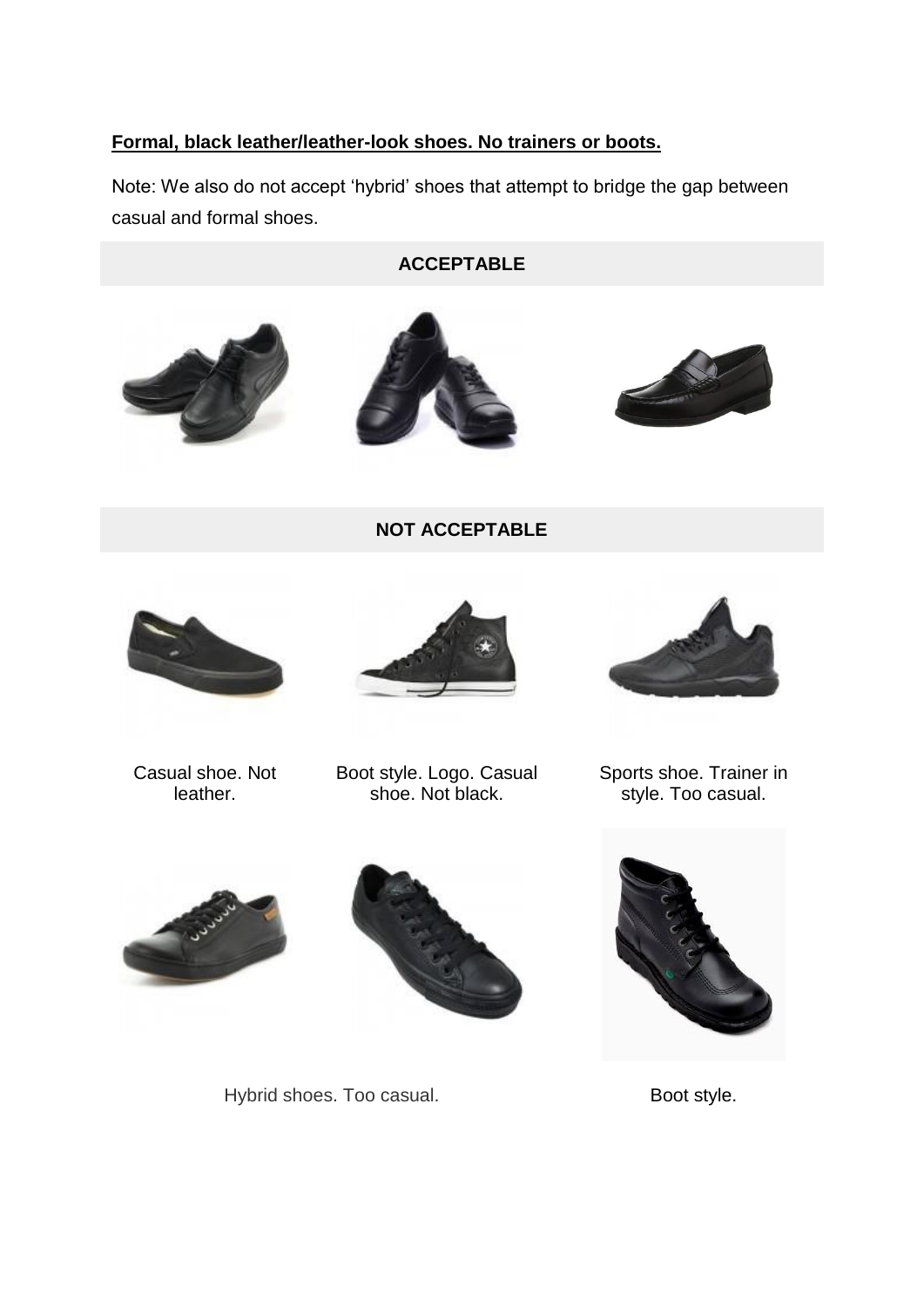**Formal, black leather/leather-look shoes. No trainers or boots.**

Note: We also do not accept 'hybrid' shoes that attempt to bridge the gap between casual and formal shoes.

**ACCEPTABLE**

**NOT ACCEPTABLE**

Casual shoe. Not leather.

Boot style. Logo. Casual shoe. Not black.

Sports shoe. Trainer in style. Too casual.

Hybrid shoes. Too casual.

Boot style.